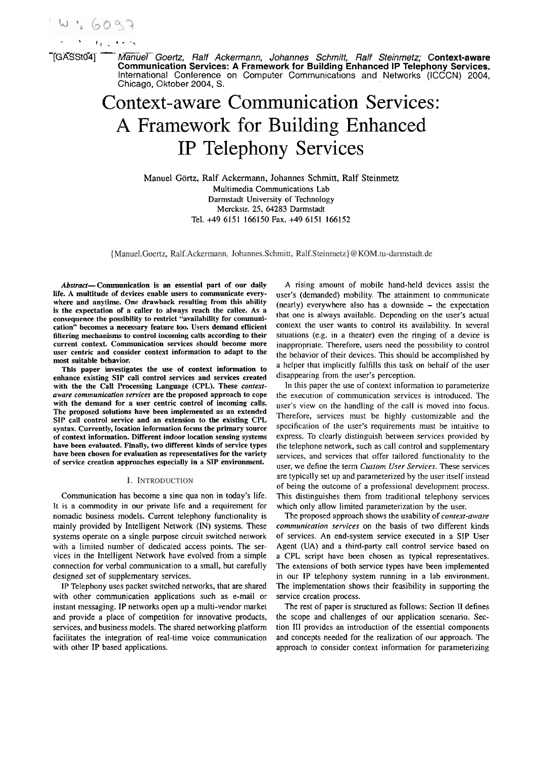[GASSt04] Manuel Goertz, Ralf Ackermann, Johannes Schmitt, Ralf Steinmetz; **Context-aware Communication Services: A Framework for Building Enhanced IP Telephony Services.** International Conference on Computer Communications and Networks (ICCCN) 2004, Chicago, Oktober 2004, S.

# Context-aware Communication Services: A Framework for Building Enhanced IP Telephony Services

Manuel Görtz, Ralf Ackermann, Johannes Schmitt, Ralf Steinmetz
Multimedia Communications Lab
Darmstadt University of Technology
Merckstr. 25, 64283 Darmstadt
Tel. +49 6151 166150 Fax. +49 6151 166152

{Manuel.Goertz, Ralf.Ackermann, Johannes.Schmitt, Ralf.Steinmetz}@KOM.tu-darmstadt.de

***Abstract*— Communication is an essential part of our daily life. A multitude of devices enable users to communicate everywhere and anytime. One drawback resulting from this ability is the expectation of a caller to always reach the callee. As a consequence the possibility to restrict "availability for communication" becomes a necessary feature too. Users demand efficient filtering mechanisms to control incoming calls according to their current context. Communication services should become more user centric and consider context information to adapt to the most suitable behavior.**

**This paper investigates the use of context information to enhance existing SIP call control services and services created with the the Call Processing Language (CPL). These *context-aware communication services* are the proposed approach to cope with the demand for a user centric control of incoming calls. The proposed solutions have been implemented as an extended SIP call control service and an extension to the existing CPL syntax. Currently, location information forms the primary source of context information. Different indoor location sensing systems have been evaluated. Finally, two different kinds of service types have been chosen for evaluation as representatives for the variety of service creation approaches especially in a SIP environment.**

## I. Introduction

Communication has become a sine qua non in today's life. It is a commodity in our private life and a requirement for nomadic business models. Current telephony functionality is mainly provided by Intelligent Network (IN) systems. These systems operate on a single purpose circuit switched network with a limited number of dedicated access points. The services in the Intelligent Network have evolved from a simple connection for verbal communication to a small, but carefully designed set of supplementary services.

IP Telephony uses packet switched networks, that are shared with other communication applications such as e-mail or instant messaging. IP networks open up a multi-vendor market and provide a place of competition for innovative products, services, and business models. The shared networking platform facilitates the integration of real-time voice communication with other IP based applications.

A rising amount of mobile hand-held devices assist the user's (demanded) mobility. The attainment to communicate (nearly) everywhere also has a downside – the expectation that one is always available. Depending on the user's actual context the user wants to control its availability. In several situations (e.g. in a theater) even the ringing of a device is inappropriate. Therefore, users need the possibility to control the behavior of their devices. This should be accomplished by a helper that implicitly fulfills this task on behalf of the user disappearing from the user's perception.

In this paper the use of context information to parameterize the execution of communication services is introduced. The user's view on the handling of the call is moved into focus. Therefore, services must be highly customizable and the specification of the user's requirements must be intuitive to express. To clearly distinguish between services provided by the telephone network, such as call control and supplementary services, and services that offer tailored functionality to the user, we define the term *Custom User Services*. These services are typically set up and parameterized by the user itself instead of being the outcome of a professional development process. This distinguishes them from traditional telephony services which only allow limited parameterization by the user.

The proposed approach shows the usability of *context-aware communication services* on the basis of two different kinds of services. An end-system service executed in a SIP User Agent (UA) and a third-party call control service based on a CPL script have been chosen as typical representatives. The extensions of both service types have been implemented in our IP telephony system running in a lab environment. The implementation shows their feasibility in supporting the service creation process.

The rest of paper is structured as follows: Section II defines the scope and challenges of our application scenario. Section III provides an introduction of the essential components and concepts needed for the realization of our approach. The approach to consider context information for parameterizing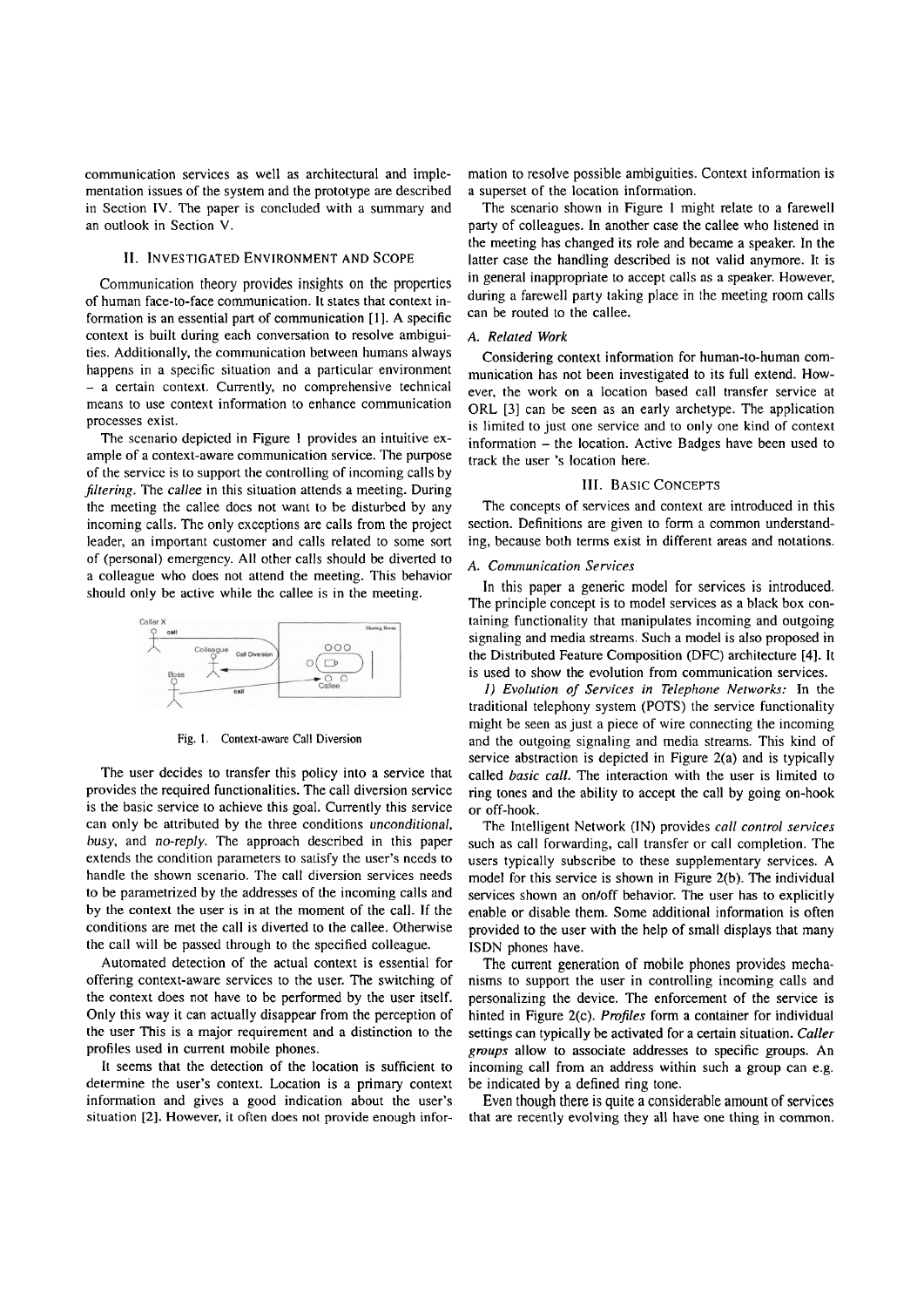communication services as well as architectural and implementation issues of the system and the prototype are described in Section IV. The paper is concluded with a summary and an outlook in Section V.

## II. Investigated Environment and Scope

Communication theory provides insights on the properties of human face-to-face communication. It states that context information is an essential part of communication [1]. A specific context is built during each conversation to resolve ambiguities. Additionally, the communication between humans always happens in a specific situation and a particular environment – a certain context. Currently, no comprehensive technical means to use context information to enhance communication processes exist.

The scenario depicted in Figure 1 provides an intuitive example of a context-aware communication service. The purpose of the service is to support the controlling of incoming calls by *filtering*. The *callee* in this situation attends a meeting. During the meeting the callee does not want to be disturbed by any incoming calls. The only exceptions are calls from the project leader, an important customer and calls related to some sort of (personal) emergency. All other calls should be diverted to a colleague who does not attend the meeting. This behavior should only be active while the callee is in the meeting.

Caller X
call
Colleague
Call Diversion
Boss
call
Meeting Room
Callee

Fig. 1. Context-aware Call Diversion

The user decides to transfer this policy into a service that provides the required functionalities. The call diversion service is the basic service to achieve this goal. Currently this service can only be attributed by the three conditions *unconditional*, *busy*, and *no-reply*. The approach described in this paper extends the condition parameters to satisfy the user's needs to handle the shown scenario. The call diversion services needs to be parametrized by the addresses of the incoming calls and by the context the user is in at the moment of the call. If the conditions are met the call is diverted to the callee. Otherwise the call will be passed through to the specified colleague.

Automated detection of the actual context is essential for offering context-aware services to the user. The switching of the context does not have to be performed by the user itself. Only this way it can actually disappear from the perception of the user This is a major requirement and a distinction to the profiles used in current mobile phones.

It seems that the detection of the location is sufficient to determine the user's context. Location is a primary context information and gives a good indication about the user's situation [2]. However, it often does not provide enough information to resolve possible ambiguities. Context information is a superset of the location information.

The scenario shown in Figure 1 might relate to a farewell party of colleagues. In another case the callee who listened in the meeting has changed its role and became a speaker. In the latter case the handling described is not valid anymore. It is in general inappropriate to accept calls as a speaker. However, during a farewell party taking place in the meeting room calls can be routed to the callee.

### A. Related Work

Considering context information for human-to-human communication has not been investigated to its full extend. However, the work on a location based call transfer service at ORL [3] can be seen as an early archetype. The application is limited to just one service and to only one kind of context information – the location. Active Badges have been used to track the user 's location here.

## III. Basic Concepts

The concepts of services and context are introduced in this section. Definitions are given to form a common understanding, because both terms exist in different areas and notations.

### A. Communication Services

In this paper a generic model for services is introduced. The principle concept is to model services as a black box containing functionality that manipulates incoming and outgoing signaling and media streams. Such a model is also proposed in the Distributed Feature Composition (DFC) architecture [4]. It is used to show the evolution from communication services.

*1) Evolution of Services in Telephone Networks:* In the traditional telephony system (POTS) the service functionality might be seen as just a piece of wire connecting the incoming and the outgoing signaling and media streams. This kind of service abstraction is depicted in Figure 2(a) and is typically called *basic call*. The interaction with the user is limited to ring tones and the ability to accept the call by going on-hook or off-hook.

The Intelligent Network (IN) provides *call control services* such as call forwarding, call transfer or call completion. The users typically subscribe to these supplementary services. A model for this service is shown in Figure 2(b). The individual services shown an on/off behavior. The user has to explicitly enable or disable them. Some additional information is often provided to the user with the help of small displays that many ISDN phones have.

The current generation of mobile phones provides mechanisms to support the user in controlling incoming calls and personalizing the device. The enforcement of the service is hinted in Figure 2(c). *Profiles* form a container for individual settings can typically be activated for a certain situation. *Caller groups* allow to associate addresses to specific groups. An incoming call from an address within such a group can e.g. be indicated by a defined ring tone.

Even though there is quite a considerable amount of services that are recently evolving they all have one thing in common.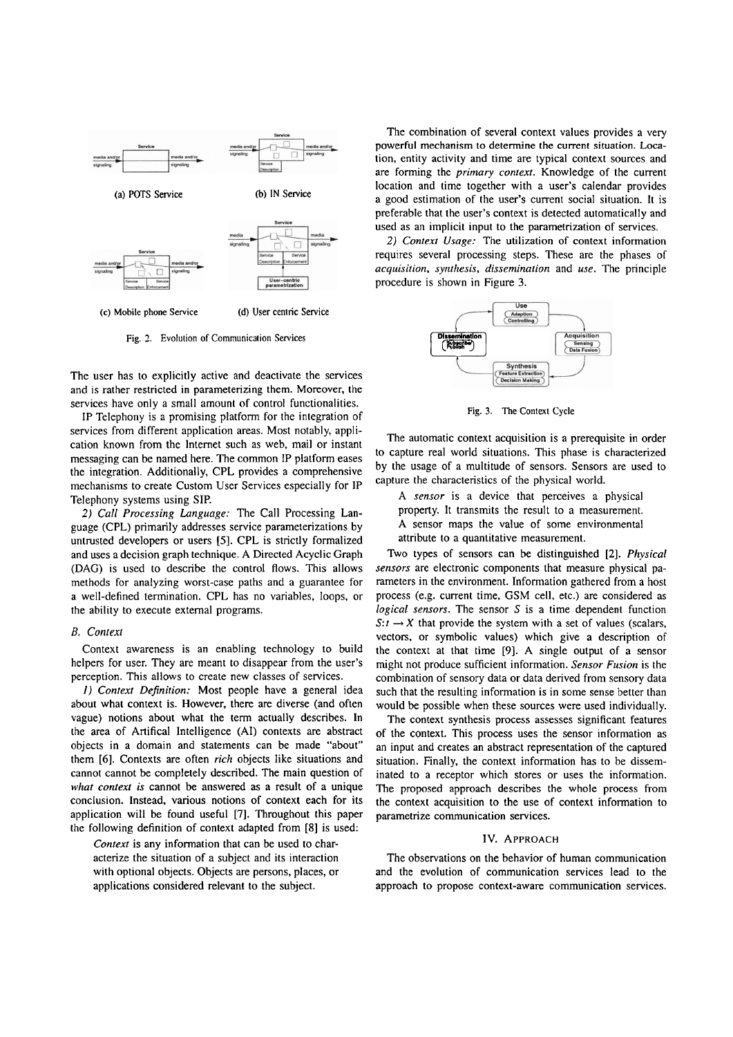(a) POTS Service

(b) IN Service

(c) Mobile phone Service

(d) User centric Service

Fig. 2. Evolution of Communication Services

The user has to explicitly active and deactivate the services and is rather restricted in parameterizing them. Moreover, the services have only a small amount of control functionalities.

IP Telephony is a promising platform for the integration of services from different application areas. Most notably, application known from the Internet such as web, mail or instant messaging can be named here. The common IP platform eases the integration. Additionally, CPL provides a comprehensive mechanisms to create Custom User Services especially for IP Telephony systems using SIP.

*2) Call Processing Language:* The Call Processing Language (CPL) primarily addresses service parameterizations by untrusted developers or users [5]. CPL is strictly formalized and uses a decision graph technique. A Directed Acyclic Graph (DAG) is used to describe the control flows. This allows methods for analyzing worst-case paths and a guarantee for a well-defined termination. CPL has no variables, loops, or the ability to execute external programs.

### B. Context

Context awareness is an enabling technology to build helpers for user. They are meant to disappear from the user's perception. This allows to create new classes of services.

*1) Context Definition:* Most people have a general idea about what context is. However, there are diverse (and often vague) notions about what the term actually describes. In the area of Artifical Intelligence (AI) contexts are abstract objects in a domain and statements can be made "about" them [6]. Contexts are often *rich* objects like situations and cannot cannot be completely described. The main question of *what context is* cannot be answered as a result of a unique conclusion. Instead, various notions of context each for its application will be found useful [7]. Throughout this paper the following definition of context adapted from [8] is used:

> *Context* is any information that can be used to characterize the situation of a subject and its interaction with optional objects. Objects are persons, places, or applications considered relevant to the subject.

The combination of several context values provides a very powerful mechanism to determine the current situation. Location, entity activity and time are typical context sources and are forming the *primary context*. Knowledge of the current location and time together with a user's calendar provides a good estimation of the user's current social situation. It is preferable that the user's context is detected automatically and used as an implicit input to the parametrization of services.

*2) Context Usage:* The utilization of context information requires several processing steps. These are the phases of *acquisition*, *synthesis*, *dissemination* and *use*. The principle procedure is shown in Figure 3.

Fig. 3. The Context Cycle

The automatic context acquisition is a prerequisite in order to capture real world situations. This phase is characterized by the usage of a multitude of sensors. Sensors are used to capture the characteristics of the physical world.

> A *sensor* is a device that perceives a physical property. It transmits the result to a measurement. A sensor maps the value of some environmental attribute to a quantitative measurement.

Two types of sensors can be distinguished [2]. *Physical sensors* are electronic components that measure physical parameters in the environment. Information gathered from a host process (e.g. current time, GSM cell, etc.) are considered as *logical sensors*. The sensor $S$ is a time dependent function $S : t \rightarrow X$ that provide the system with a set of values (scalars, vectors, or symbolic values) which give a description of the context at that time [9]. A single output of a sensor might not produce sufficient information. *Sensor Fusion* is the combination of sensory data or data derived from sensory data such that the resulting information is in some sense better than would be possible when these sources were used individually.

The context synthesis process assesses significant features of the context. This process uses the sensor information as an input and creates an abstract representation of the captured situation. Finally, the context information has to be disseminated to a receptor which stores or uses the information. The proposed approach describes the whole process from the context acquisition to the use of context information to parametrize communication services.

## IV. Approach

The observations on the behavior of human communication and the evolution of communication services lead to the approach to propose context-aware communication services.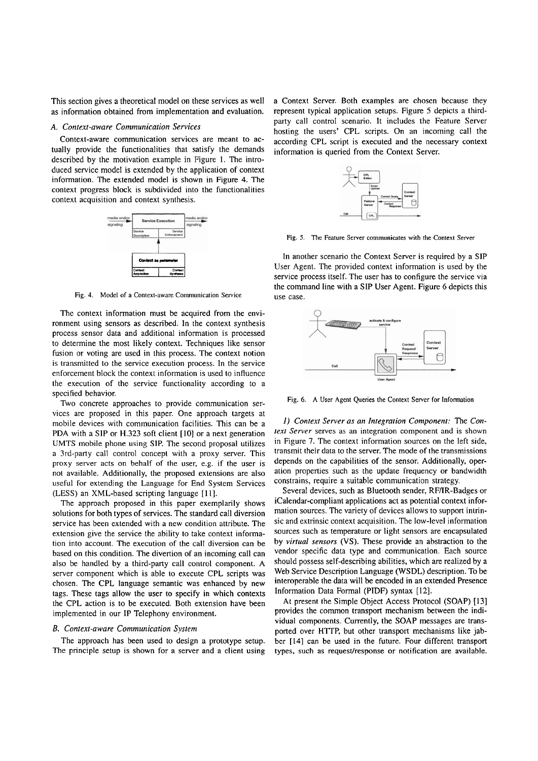This section gives a theoretical model on these services as well as information obtained from implementation and evaluation.

### A. Context-aware Communication Services

Context-aware communication services are meant to actually provide the functionalities that satisfy the demands described by the motivation example in Figure 1. The introduced service model is extended by the application of context information. The extended model is shown in Figure 4. The context progress block is subdivided into the functionalities context acquisition and context synthesis.

Fig. 4. Model of a Context-aware Communication Service

The context information must be acquired from the environment using sensors as described. In the context synthesis process sensor data and additional information is processed to determine the most likely context. Techniques like sensor fusion or voting are used in this process. The context notion is transmitted to the service execution process. In the service enforcement block the context information is used to influence the execution of the service functionality according to a specified behavior.

Two concrete approaches to provide communication services are proposed in this paper. One approach targets at mobile devices with communication facilities. This can be a PDA with a SIP or H.323 soft client [10] or a next generation UMTS mobile phone using SIP. The second proposal utilizes a 3rd-party call control concept with a proxy server. This proxy server acts on behalf of the user, e.g. if the user is not available. Additionally, the proposed extensions are also useful for extending the Language for End System Services (LESS) an XML-based scripting language [11].

The approach proposed in this paper exemplarily shows solutions for both types of services. The standard call diversion service has been extended with a new condition attribute. The extension give the service the ability to take context information into account. The execution of the call diversion can be based on this condition. The divertion of an incoming call can also be handled by a third-party call control component. A server component which is able to execute CPL scripts was chosen. The CPL language semantic was enhanced by new tags. These tags allow the user to specify in which contexts the CPL action is to be executed. Both extension have been implemented in our IP Telephony environment.

### B. Context-aware Communication System

The approach has been used to design a prototype setup. The principle setup is shown for a server and a client using a Context Server. Both examples are chosen because they represent typical application setups. Figure 5 depicts a third-party call control scenario. It includes the Feature Server hosting the users' CPL scripts. On an incoming call the according CPL script is executed and the necessary context information is queried from the Context Server.

Fig. 5. The Feature Server communicates with the Context Server

In another scenario the Context Server is required by a SIP User Agent. The provided context information is used by the service process itself. The user has to configure the service via the command line with a SIP User Agent. Figure 6 depicts this use case.

Fig. 6. A User Agent Queries the Context Server for Information

*1) Context Server as an Integration Component:* The *Context Server* serves as an integration component and is shown in Figure 7. The context information sources on the left side, transmit their data to the server. The mode of the transmissions depends on the capabilities of the sensor. Additionally, operation properties such as the update frequency or bandwidth constrains, require a suitable communication strategy.

Several devices, such as Bluetooth sender, RF/IR-Badges or iCalendar-compliant applications act as potential context information sources. The variety of devices allows to support intrinsic and extrinsic context acquisition. The low-level information sources such as temperature or light sensors are encapsulated by *virtual sensors* (VS). These provide an abstraction to the vendor specific data type and communication. Each source should possess self-describing abilities, which are realized by a Web Service Description Language (WSDL) description. To be interoperable the data will be encoded in an extended Presence Information Data Formal (PIDF) syntax [12].

At present the Simple Object Access Protocol (SOAP) [13] provides the common transport mechanism between the individual components. Currently, the SOAP messages are transported over HTTP, but other transport mechanisms like jabber [14] can be used in the future. Four different transport types, such as request/response or notification are available.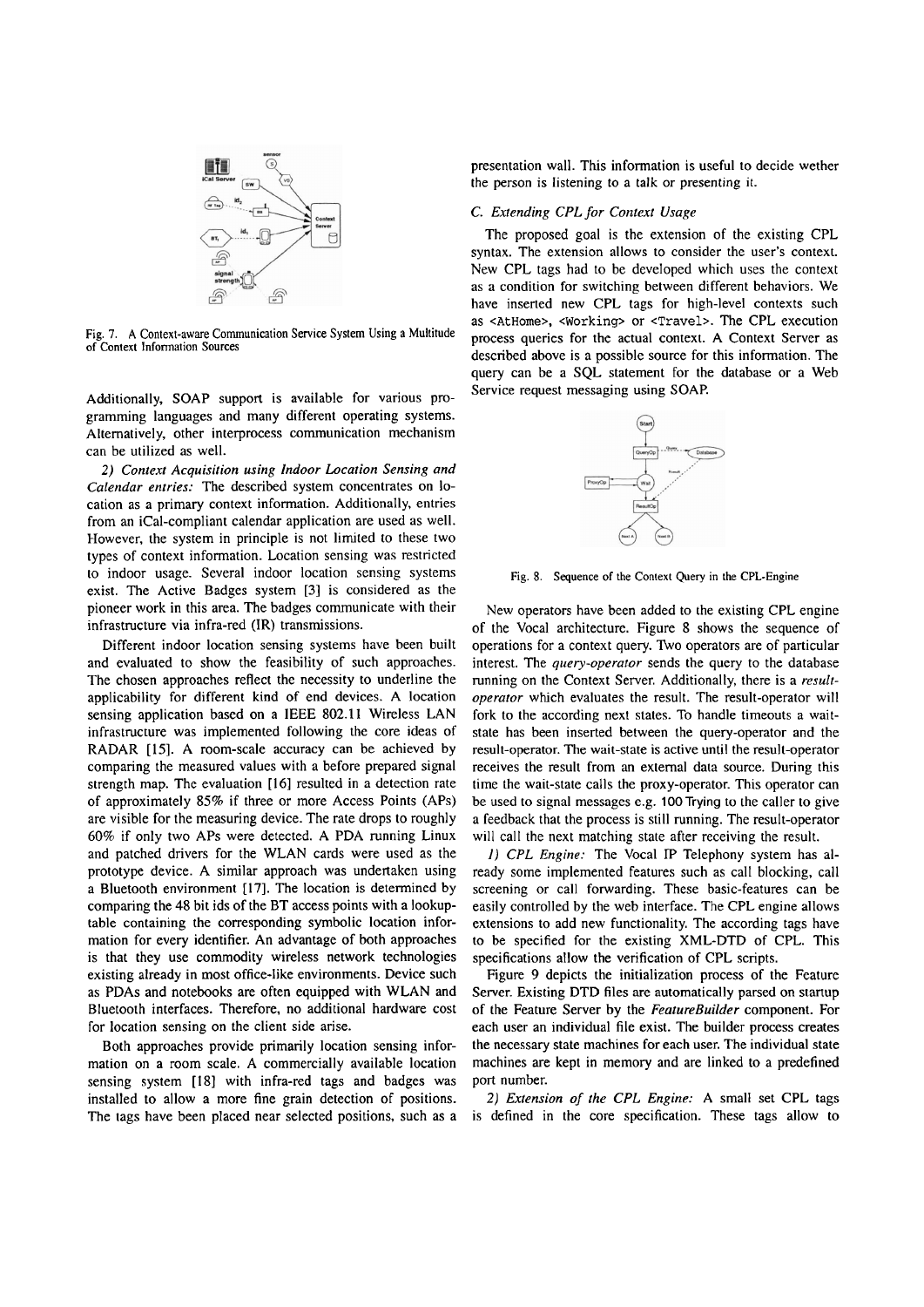Fig. 7. A Context-aware Communication Service System Using a Multitude of Context Information Sources

Additionally, SOAP support is available for various programming languages and many different operating systems. Alternatively, other interprocess communication mechanism can be utilized as well.

*2) Context Acquisition using Indoor Location Sensing and Calendar entries:* The described system concentrates on location as a primary context information. Additionally, entries from an iCal-compliant calendar application are used as well. However, the system in principle is not limited to these two types of context information. Location sensing was restricted to indoor usage. Several indoor location sensing systems exist. The Active Badges system [3] is considered as the pioneer work in this area. The badges communicate with their infrastructure via infra-red (IR) transmissions.

Different indoor location sensing systems have been built and evaluated to show the feasibility of such approaches. The chosen approaches reflect the necessity to underline the applicability for different kind of end devices. A location sensing application based on a IEEE 802.11 Wireless LAN infrastructure was implemented following the core ideas of RADAR [15]. A room-scale accuracy can be achieved by comparing the measured values with a before prepared signal strength map. The evaluation [16] resulted in a detection rate of approximately 85% if three or more Access Points (APs) are visible for the measuring device. The rate drops to roughly 60% if only two APs were detected. A PDA running Linux and patched drivers for the WLAN cards were used as the prototype device. A similar approach was undertaken using a Bluetooth environment [17]. The location is determined by comparing the 48 bit ids of the BT access points with a lookup-table containing the corresponding symbolic location information for every identifier. An advantage of both approaches is that they use commodity wireless network technologies existing already in most office-like environments. Device such as PDAs and notebooks are often equipped with WLAN and Bluetooth interfaces. Therefore, no additional hardware cost for location sensing on the client side arise.

Both approaches provide primarily location sensing information on a room scale. A commercially available location sensing system [18] with infra-red tags and badges was installed to allow a more fine grain detection of positions. The tags have been placed near selected positions, such as a presentation wall. This information is useful to decide wether the person is listening to a talk or presenting it.

### C. Extending CPL for Context Usage

The proposed goal is the extension of the existing CPL syntax. The extension allows to consider the user's context. New CPL tags had to be developed which uses the context as a condition for switching between different behaviors. We have inserted new CPL tags for high-level contexts such as `<AtHome>`, `<Working>` or `<Travel>`. The CPL execution process queries for the actual context. A Context Server as described above is a possible source for this information. The query can be a SQL statement for the database or a Web Service request messaging using SOAP.

Fig. 8. Sequence of the Context Query in the CPL-Engine

New operators have been added to the existing CPL engine of the Vocal architecture. Figure 8 shows the sequence of operations for a context query. Two operators are of particular interest. The *query-operator* sends the query to the database running on the Context Server. Additionally, there is a *result-operator* which evaluates the result. The result-operator will fork to the according next states. To handle timeouts a wait-state has been inserted between the query-operator and the result-operator. The wait-state is active until the result-operator receives the result from an external data source. During this time the wait-state calls the proxy-operator. This operator can be used to signal messages e.g. 100 Trying to the caller to give a feedback that the process is still running. The result-operator will call the next matching state after receiving the result.

*1) CPL Engine:* The Vocal IP Telephony system has already some implemented features such as call blocking, call screening or call forwarding. These basic-features can be easily controlled by the web interface. The CPL engine allows extensions to add new functionality. The according tags have to be specified for the existing XML-DTD of CPL. This specifications allow the verification of CPL scripts.

Figure 9 depicts the initialization process of the Feature Server. Existing DTD files are automatically parsed on startup of the Feature Server by the *FeatureBuilder* component. For each user an individual file exist. The builder process creates the necessary state machines for each user. The individual state machines are kept in memory and are linked to a predefined port number.

*2) Extension of the CPL Engine:* A small set CPL tags is defined in the core specification. These tags allow to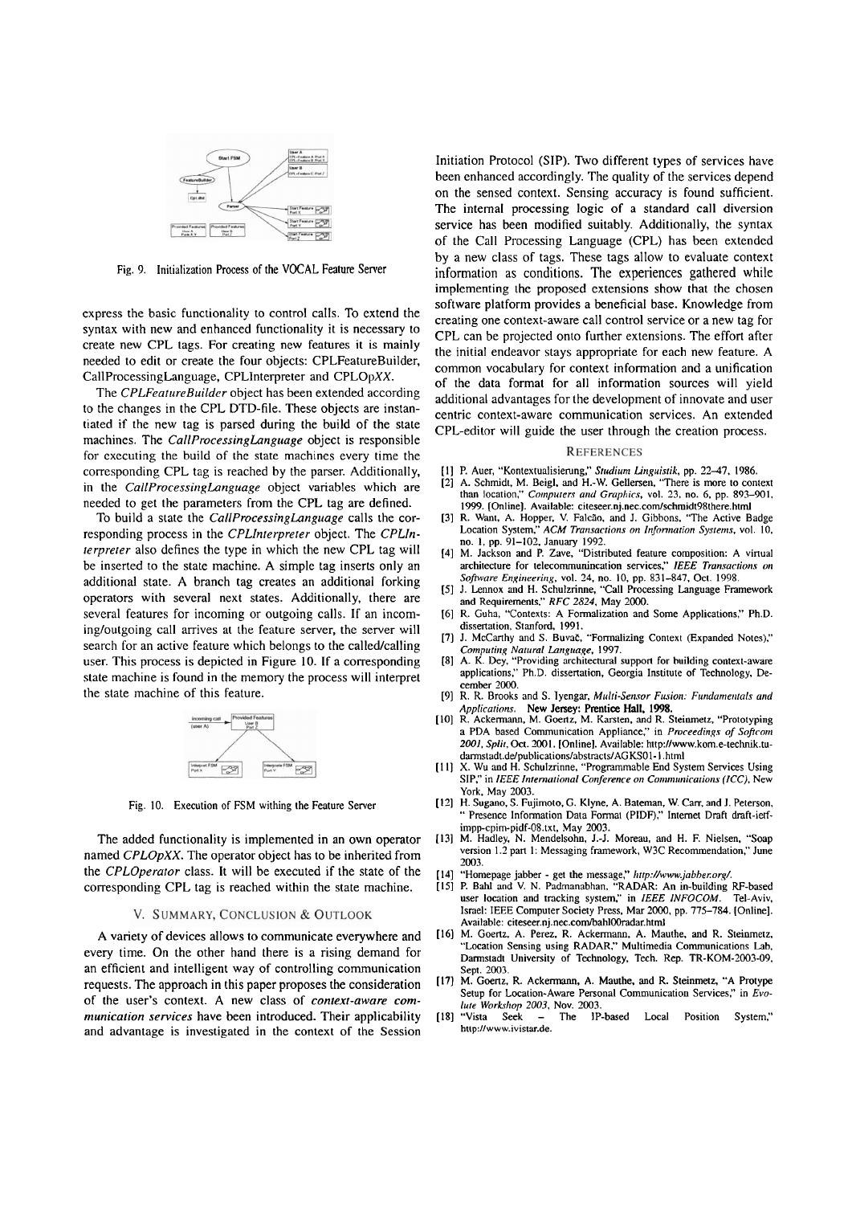Fig. 9. Initialization Process of the VOCAL Feature Server

express the basic functionality to control calls. To extend the syntax with new and enhanced functionality it is necessary to create new CPL tags. For creating new features it is mainly needed to edit or create the four objects: CPLFeatureBuilder, CallProcessingLanguage, CPLInterpreter and CPLOp*XX*.

The *CPLFeatureBuilder* object has been extended according to the changes in the CPL DTD-file. These objects are instantiated if the new tag is parsed during the build of the state machines. The *CallProcessingLanguage* object is responsible for executing the build of the state machines every time the corresponding CPL tag is reached by the parser. Additionally, in the *CallProcessingLanguage* object variables which are needed to get the parameters from the CPL tag are defined.

To build a state the *CallProcessingLanguage* calls the corresponding process in the *CPLInterpreter* object. The *CPLInterpreter* also defines the type in which the new CPL tag will be inserted to the state machine. A simple tag inserts only an additional state. A branch tag creates an additional forking operators with several next states. Additionally, there are several features for incoming or outgoing calls. If an incoming/outgoing call arrives at the feature server, the server will search for an active feature which belongs to the called/calling user. This process is depicted in Figure 10. If a corresponding state machine is found in the memory the process will interpret the state machine of this feature.

Fig. 10. Execution of FSM withing the Feature Server

The added functionality is implemented in an own operator named *CPLOpXX*. The operator object has to be inherited from the *CPLOperator* class. It will be executed if the state of the corresponding CPL tag is reached within the state machine.

## V. Summary, Conclusion & Outlook

A variety of devices allows to communicate everywhere and every time. On the other hand there is a rising demand for an efficient and intelligent way of controlling communication requests. The approach in this paper proposes the consideration of the user's context. A new class of *context-aware communication services* have been introduced. Their applicability and advantage is investigated in the context of the Session Initiation Protocol (SIP). Two different types of services have been enhanced accordingly. The quality of the services depend on the sensed context. Sensing accuracy is found sufficient. The internal processing logic of a standard call diversion service has been modified suitably. Additionally, the syntax of the Call Processing Language (CPL) has been extended by a new class of tags. These tags allow to evaluate context information as conditions. The experiences gathered while implementing the proposed extensions show that the chosen software platform provides a beneficial base. Knowledge from creating one context-aware call control service or a new tag for CPL can be projected onto further extensions. The effort after the initial endeavor stays appropriate for each new feature. A common vocabulary for context information and a unification of the data format for all information sources will yield additional advantages for the development of innovate and user centric context-aware communication services. An extended CPL-editor will guide the user through the creation process.

## References

[1] P. Auer, "Kontextualisierung," *Studium Linguistik*, pp. 22–47, 1986.

[2] A. Schmidt, M. Beigl, and H.-W. Gellersen, "There is more to context than location," *Computers and Graphics*, vol. 23, no. 6, pp. 893–901, 1999. [Online]. Available: citeseer.nj.nec.com/schmidt98there.html

[3] R. Want, A. Hopper, V. Falcão, and J. Gibbons, "The Active Badge Location System," *ACM Transactions on Information Systems*, vol. 10, no. 1, pp. 91–102, January 1992.

[4] M. Jackson and P. Zave, "Distributed feature composition: A virtual architecture for telecommunincation services," *IEEE Transactions on Software Engineering*, vol. 24, no. 10, pp. 831–847, Oct. 1998.

[5] J. Lennox and H. Schulzrinne, "Call Processing Language Framework and Requirements," *RFC 2824*, May 2000.

[6] R. Guha, "Contexts: A Formalization and Some Applications," Ph.D. dissertation, Stanford, 1991.

[7] J. McCarthy and S. Buvač, "Formalizing Context (Expanded Notes)," *Computing Natural Language*, 1997.

[8] A. K. Dey, "Providing architectural support for building context-aware applications," Ph.D. dissertation, Georgia Institute of Technology, December 2000.

[9] R. R. Brooks and S. Iyengar, *Multi-Sensor Fusion: Fundamentals and Applications*. New Jersey: Prentice Hall, 1998.

[10] R. Ackermann, M. Goertz, M. Karsten, and R. Steinmetz, "Prototyping a PDA based Communication Appliance," in *Proceedings of Softcom 2001, Split*, Oct. 2001. [Online]. Available: http://www.kom.e-technik.tu-darmstadt.de/publications/abstracts/AGKS01-1.html

[11] X. Wu and H. Schulzrinne, "Programmable End System Services Using SIP," in *IEEE International Conference on Communications (ICC)*, New York, May 2003.

[12] H. Sugano, S. Fujimoto, G. Klyne, A. Bateman, W. Carr, and J. Peterson, " Presence Information Data Format (PIDF)," Internet Draft draft-ietf-impp-cpim-pidf-08.txt, May 2003.

[13] M. Hadley, N. Mendelsohn, J.-J. Moreau, and H. F. Nielsen, "Soap version 1.2 part 1: Messaging framework, W3C Recommendation," June 2003.

[14] "Homepage jabber - get the message," *http://www.jabber.org/*.

[15] P. Bahl and V. N. Padmanabhan, "RADAR: An in-building RF-based user location and tracking system," in *IEEE INFOCOM*. Tel-Aviv, Israel: IEEE Computer Society Press, Mar 2000, pp. 775–784. [Online]. Available: citeseer.nj.nec.com/bahl00radar.html

[16] M. Goertz, A. Perez, R. Ackermann, A. Mauthe, and R. Steinmetz, "Location Sensing using RADAR," Multimedia Communications Lab, Darmstadt University of Technology, Tech. Rep. TR-KOM-2003-09, Sept. 2003.

[17] M. Goertz, R. Ackermann, A. Mauthe, and R. Steinmetz, "A Protype Setup for Location-Aware Personal Communication Services," in *Evolute Workshop 2003*, Nov. 2003.

[18] "Vista Seek – The IP-based Local Position System," http://www.ivistar.de.